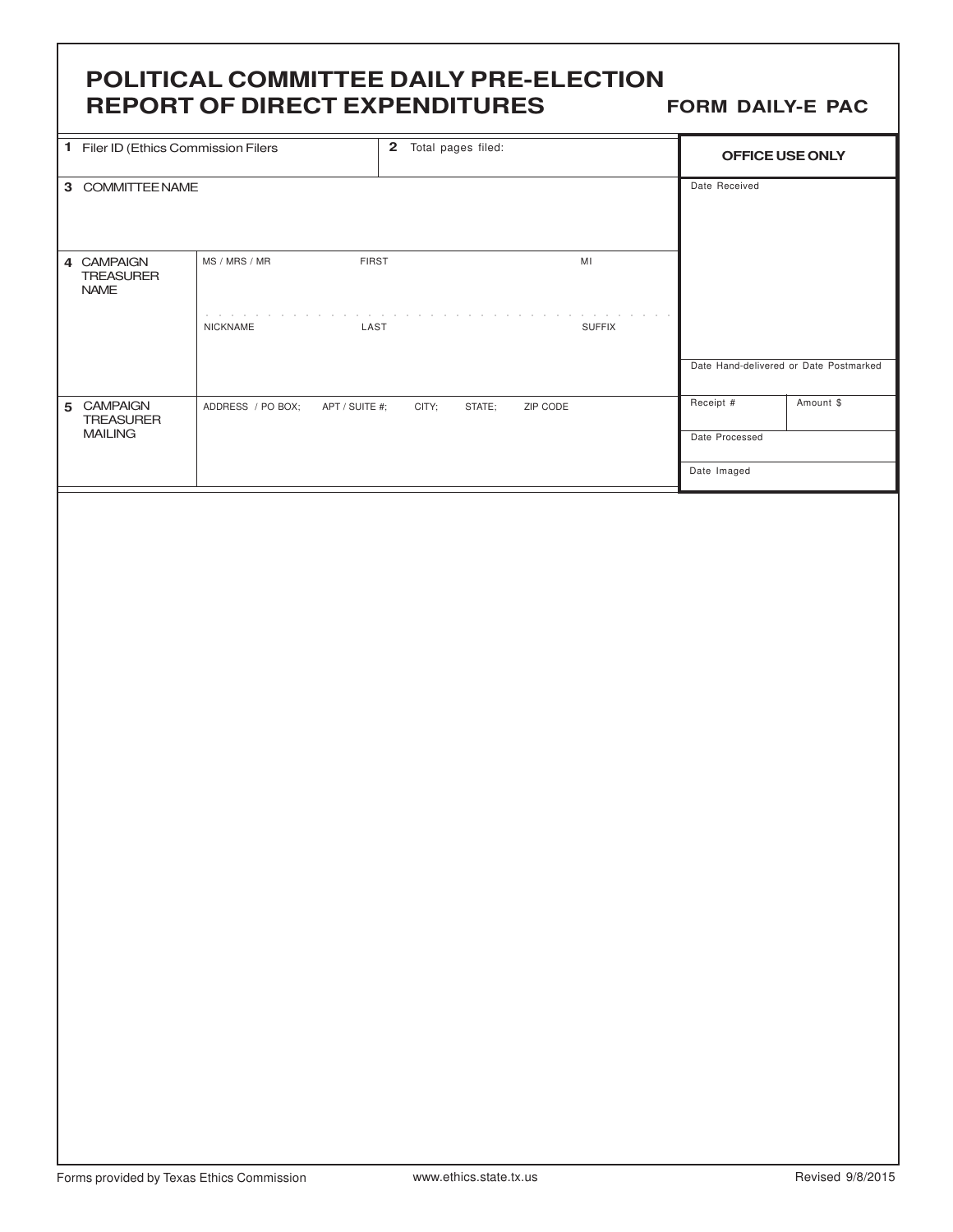# POLITICAL COMMITTEE DAILY PRE-ELECTION REPORT OF DIRECT EXPENDITURES

**FORM DAILY-E PAC**

| | | | |
|---|---|---|---|
| **1** Filer ID (Ethics Commission Filers | **2** Total pages filed: | | **OFFICE USE ONLY** |
| **3** COMMITTEE NAME | | | Date Received |
| **4** CAMPAIGN TREASURER NAME | MS / MRS / MR | FIRST | MI |
| | NICKNAME | LAST | SUFFIX |
| | | | Date Hand-delivered or Date Postmarked |
| **5** CAMPAIGN TREASURER MAILING | ADDRESS / PO BOX; APT / SUITE #; CITY; STATE; ZIP CODE | | Receipt # / Amount $ |
| | | | Date Processed |
| | | | Date Imaged |

Forms provided by Texas Ethics Commission www.ethics.state.tx.us Revised 9/8/2015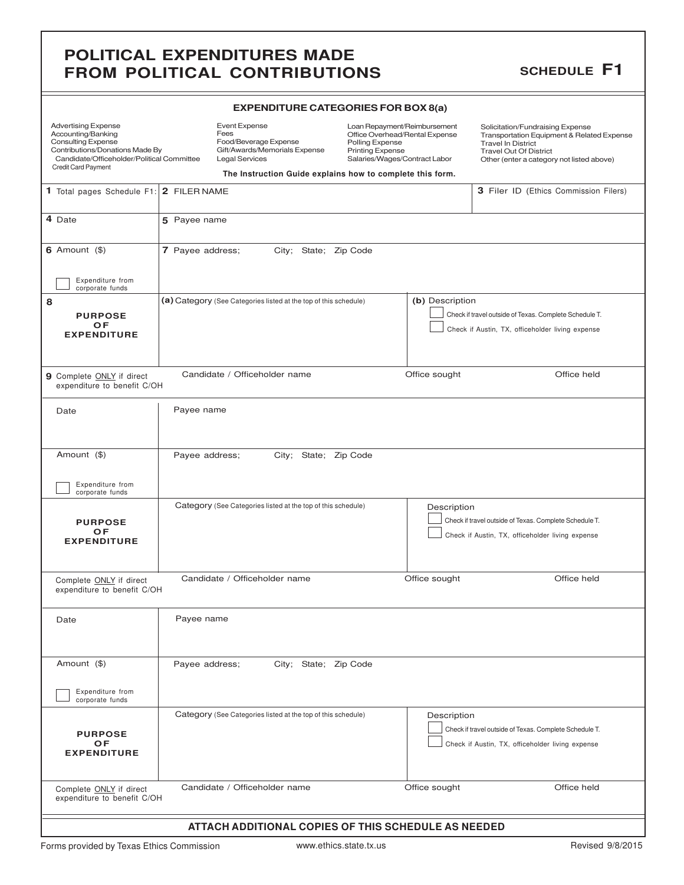# POLITICAL EXPENDITURES MADE FROM POLITICAL CONTRIBUTIONS

**SCHEDULE F1**

### EXPENDITURE CATEGORIES FOR BOX 8(a)

| | | | |
|---|---|---|---|
| Advertising Expense | Event Expense | Loan Repayment/Reimbursement | Solicitation/Fundraising Expense |
| Accounting/Banking | Fees | Office Overhead/Rental Expense | Transportation Equipment & Related Expense |
| Consulting Expense | Food/Beverage Expense | Polling Expense | Travel In District |
| Contributions/Donations Made By Candidate/Officeholder/Political Committee | Gift/Awards/Memorials Expense | Printing Expense | Travel Out Of District |
| Credit Card Payment | Legal Services | Salaries/Wages/Contract Labor | Other (enter a category not listed above) |

**The Instruction Guide explains how to complete this form.**

| | | |
|---|---|---|
| **1** Total pages Schedule F1: | **2** FILER NAME | **3** Filer ID (Ethics Commission Filers) |

| | | |
|---|---|---|
| **4** Date | **5** Payee name | |
| **6** Amount ($) <br> ☐ Expenditure from corporate funds | **7** Payee address; City; State; Zip Code | |
| **8** **PURPOSE OF EXPENDITURE** | **(a)** Category (See Categories listed at the top of this schedule) | **(b)** Description <br> ☐ Check if travel outside of Texas. Complete Schedule T. <br> ☐ Check if Austin, TX, officeholder living expense |
| **9** Complete ONLY if direct expenditure to benefit C/OH | Candidate / Officeholder name | Office sought / Office held |

| | | |
|---|---|---|
| Date | Payee name | |
| Amount ($) <br> ☐ Expenditure from corporate funds | Payee address; City; State; Zip Code | |
| **PURPOSE OF EXPENDITURE** | Category (See Categories listed at the top of this schedule) | Description <br> ☐ Check if travel outside of Texas. Complete Schedule T. <br> ☐ Check if Austin, TX, officeholder living expense |
| Complete ONLY if direct expenditure to benefit C/OH | Candidate / Officeholder name | Office sought / Office held |

| | | |
|---|---|---|
| Date | Payee name | |
| Amount ($) <br> ☐ Expenditure from corporate funds | Payee address; City; State; Zip Code | |
| **PURPOSE OF EXPENDITURE** | Category (See Categories listed at the top of this schedule) | Description <br> ☐ Check if travel outside of Texas. Complete Schedule T. <br> ☐ Check if Austin, TX, officeholder living expense |
| Complete ONLY if direct expenditure to benefit C/OH | Candidate / Officeholder name | Office sought / Office held |

**ATTACH ADDITIONAL COPIES OF THIS SCHEDULE AS NEEDED**

Forms provided by Texas Ethics Commission www.ethics.state.tx.us Revised 9/8/2015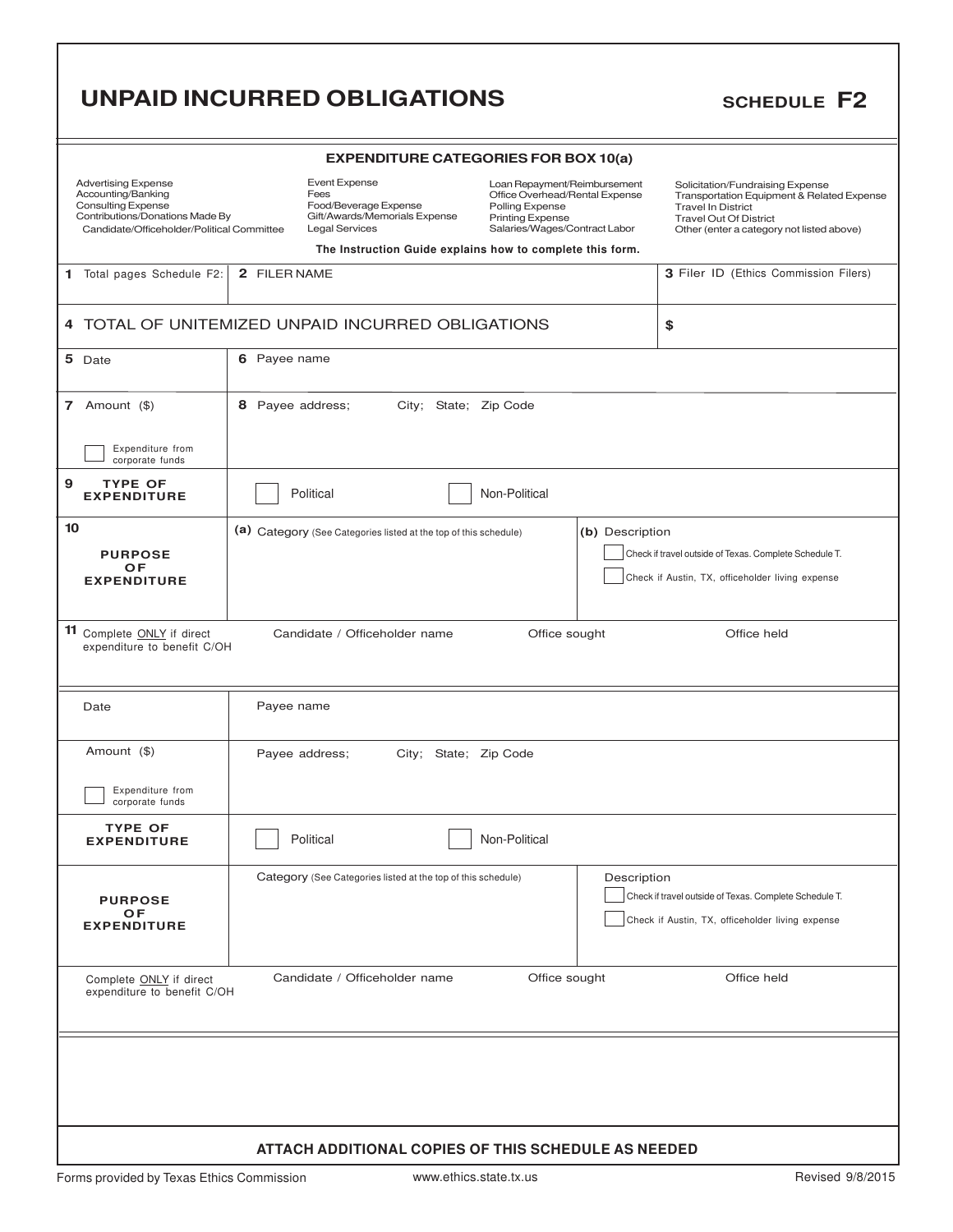# UNPAID INCURRED OBLIGATIONS

**SCHEDULE F2**

**EXPENDITURE CATEGORIES FOR BOX 10(a)**

| | | | |
|---|---|---|---|
| Advertising Expense<br>Accounting/Banking<br>Consulting Expense<br>Contributions/Donations Made By<br>Candidate/Officeholder/Political Committee | Event Expense<br>Fees<br>Food/Beverage Expense<br>Gift/Awards/Memorials Expense<br>Legal Services | Loan Repayment/Reimbursement<br>Office Overhead/Rental Expense<br>Polling Expense<br>Printing Expense<br>Salaries/Wages/Contract Labor | Solicitation/Fundraising Expense<br>Transportation Equipment & Related Expense<br>Travel In District<br>Travel Out Of District<br>Other (enter a category not listed above) |

**The Instruction Guide explains how to complete this form.**

| | | |
|---|---|---|
| **1** Total pages Schedule F2: | **2** FILER NAME | **3** Filer ID (Ethics Commission Filers) |

| | |
|---|---|
| **4** TOTAL OF UNITEMIZED UNPAID INCURRED OBLIGATIONS | $ |

| | | |
|---|---|---|
| **5** Date | **6** Payee name | |
| **7** Amount ($)<br><br>☐ Expenditure from corporate funds | **8** Payee address; City; State; Zip Code | |
| **9** **TYPE OF EXPENDITURE** | ☐ Political ☐ Non-Political | |
| **10** **PURPOSE OF EXPENDITURE** | **(a)** Category (See Categories listed at the top of this schedule) | **(b)** Description<br>☐ Check if travel outside of Texas. Complete Schedule T.<br>☐ Check if Austin, TX, officeholder living expense |
| **11** Complete ONLY if direct expenditure to benefit C/OH | Candidate / Officeholder name | Office sought / Office held |

| | | |
|---|---|---|
| Date | Payee name | |
| Amount ($)<br><br>☐ Expenditure from corporate funds | Payee address; City; State; Zip Code | |
| **TYPE OF EXPENDITURE** | ☐ Political ☐ Non-Political | |
| **PURPOSE OF EXPENDITURE** | Category (See Categories listed at the top of this schedule) | Description<br>☐ Check if travel outside of Texas. Complete Schedule T.<br>☐ Check if Austin, TX, officeholder living expense |
| Complete ONLY if direct expenditure to benefit C/OH | Candidate / Officeholder name | Office sought / Office held |

**ATTACH ADDITIONAL COPIES OF THIS SCHEDULE AS NEEDED**

Forms provided by Texas Ethics Commission www.ethics.state.tx.us Revised 9/8/2015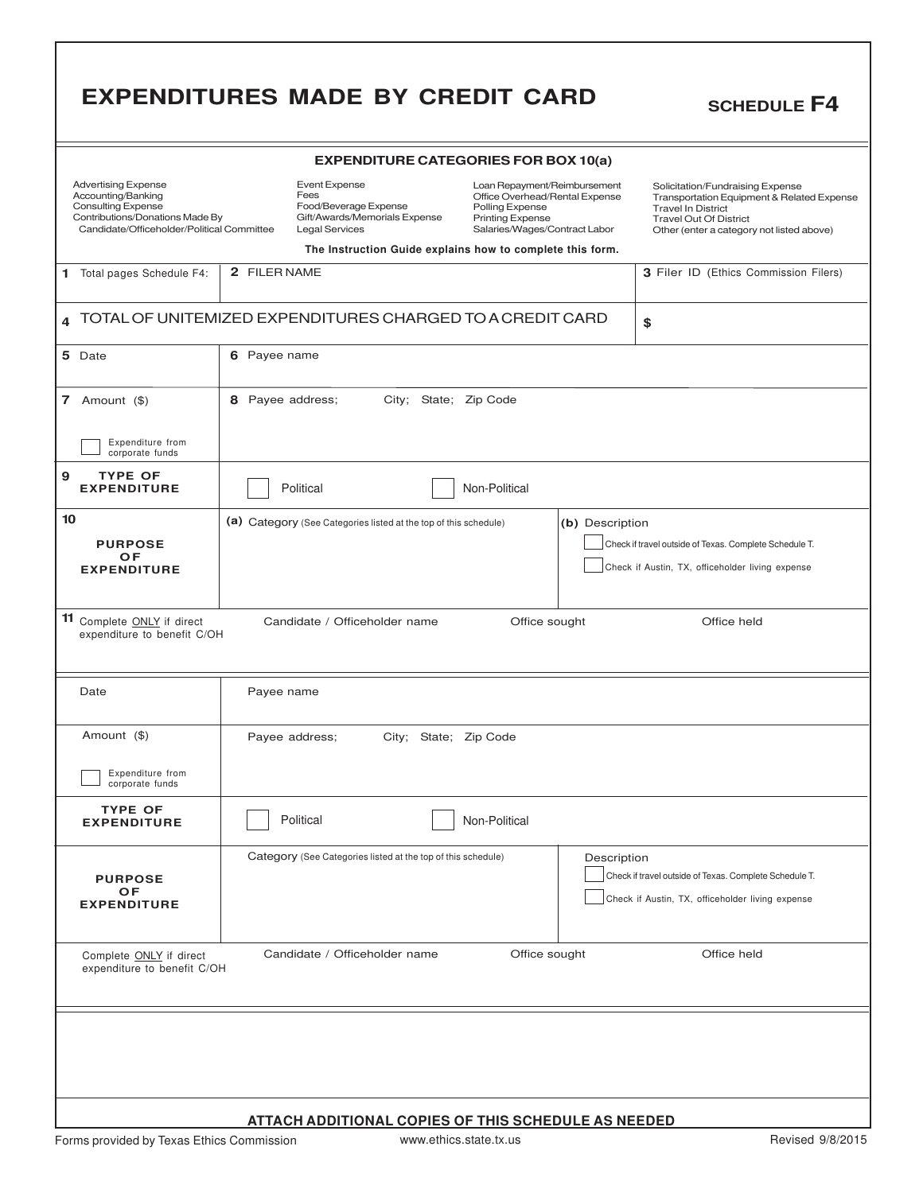# EXPENDITURES MADE BY CREDIT CARD

**SCHEDULE F4**

### EXPENDITURE CATEGORIES FOR BOX 10(a)

| | | | |
|---|---|---|---|
| Advertising Expense | Event Expense | Loan Repayment/Reimbursement | Solicitation/Fundraising Expense |
| Accounting/Banking | Fees | Office Overhead/Rental Expense | Transportation Equipment & Related Expense |
| Consulting Expense | Food/Beverage Expense | Polling Expense | Travel In District |
| Contributions/Donations Made By Candidate/Officeholder/Political Committee | Gift/Awards/Memorials Expense | Printing Expense | Travel Out Of District |
| | Legal Services | Salaries/Wages/Contract Labor | Other (enter a category not listed above) |

**The Instruction Guide explains how to complete this form.**

| | | |
|---|---|---|
| **1** Total pages Schedule F4: | **2** FILER NAME | **3** Filer ID (Ethics Commission Filers) |
| **4** TOTAL OF UNITEMIZED EXPENDITURES CHARGED TO A CREDIT CARD | | $ |

| | |
|---|---|
| **5** Date | **6** Payee name |
| **7** Amount ($)<br>☐ Expenditure from corporate funds | **8** Payee address; City; State; Zip Code |
| **9** TYPE OF EXPENDITURE | ☐ Political ☐ Non-Political |
| **10** PURPOSE OF EXPENDITURE | **(a)** Category (See Categories listed at the top of this schedule) / **(b)** Description<br>☐ Check if travel outside of Texas. Complete Schedule T.<br>☐ Check if Austin, TX, officeholder living expense |
| **11** Complete ONLY if direct expenditure to benefit C/OH | Candidate / Officeholder name / Office sought / Office held |

| | |
|---|---|
| Date | Payee name |
| Amount ($)<br>☐ Expenditure from corporate funds | Payee address; City; State; Zip Code |
| TYPE OF EXPENDITURE | ☐ Political ☐ Non-Political |
| PURPOSE OF EXPENDITURE | Category (See Categories listed at the top of this schedule) / Description<br>☐ Check if travel outside of Texas. Complete Schedule T.<br>☐ Check if Austin, TX, officeholder living expense |
| Complete ONLY if direct expenditure to benefit C/OH | Candidate / Officeholder name / Office sought / Office held |

**ATTACH ADDITIONAL COPIES OF THIS SCHEDULE AS NEEDED**

Forms provided by Texas Ethics Commission www.ethics.state.tx.us Revised 9/8/2015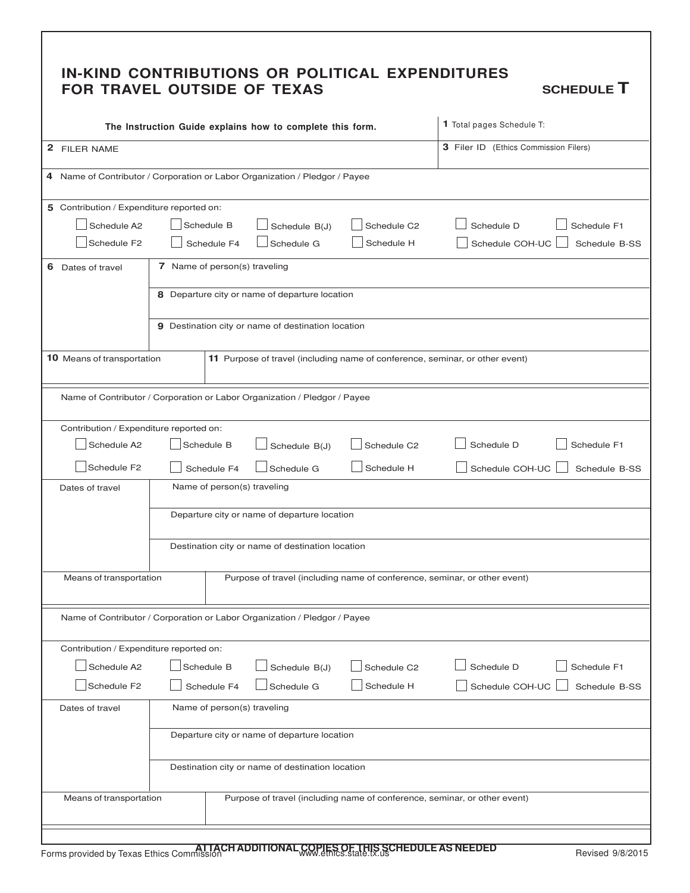# IN-KIND CONTRIBUTIONS OR POLITICAL EXPENDITURES FOR TRAVEL OUTSIDE OF TEXAS

**SCHEDULE T**

| | |
|---|---|
| **The Instruction Guide explains how to complete this form.** | **1** Total pages Schedule T: |
| **2** FILER NAME | **3** Filer ID (Ethics Commission Filers) |

**4** Name of Contributor / Corporation or Labor Organization / Pledgor / Payee

**5** Contribution / Expenditure reported on:

- [ ] Schedule A2
- [ ] Schedule B
- [ ] Schedule B(J)
- [ ] Schedule C2
- [ ] Schedule D
- [ ] Schedule F1
- [ ] Schedule F2
- [ ] Schedule F4
- [ ] Schedule G
- [ ] Schedule H
- [ ] Schedule COH-UC
- [ ] Schedule B-SS

| | |
|---|---|
| **6** Dates of travel | **7** Name of person(s) traveling |
| | **8** Departure city or name of departure location |
| | **9** Destination city or name of destination location |
| **10** Means of transportation | **11** Purpose of travel (including name of conference, seminar, or other event) |

Name of Contributor / Corporation or Labor Organization / Pledgor / Payee

Contribution / Expenditure reported on:

- [ ] Schedule A2
- [ ] Schedule B
- [ ] Schedule B(J)
- [ ] Schedule C2
- [ ] Schedule D
- [ ] Schedule F1
- [ ] Schedule F2
- [ ] Schedule F4
- [ ] Schedule G
- [ ] Schedule H
- [ ] Schedule COH-UC
- [ ] Schedule B-SS

| | |
|---|---|
| Dates of travel | Name of person(s) traveling |
| | Departure city or name of departure location |
| | Destination city or name of destination location |
| Means of transportation | Purpose of travel (including name of conference, seminar, or other event) |

Name of Contributor / Corporation or Labor Organization / Pledgor / Payee

Contribution / Expenditure reported on:

- [ ] Schedule A2
- [ ] Schedule B
- [ ] Schedule B(J)
- [ ] Schedule C2
- [ ] Schedule D
- [ ] Schedule F1
- [ ] Schedule F2
- [ ] Schedule F4
- [ ] Schedule G
- [ ] Schedule H
- [ ] Schedule COH-UC
- [ ] Schedule B-SS

| | |
|---|---|
| Dates of travel | Name of person(s) traveling |
| | Departure city or name of departure location |
| | Destination city or name of destination location |
| Means of transportation | Purpose of travel (including name of conference, seminar, or other event) |

**ATTACH ADDITIONAL COPIES OF THIS SCHEDULE AS NEEDED**

Forms provided by Texas Ethics Commission www.ethics.state.tx.us Revised 9/8/2015